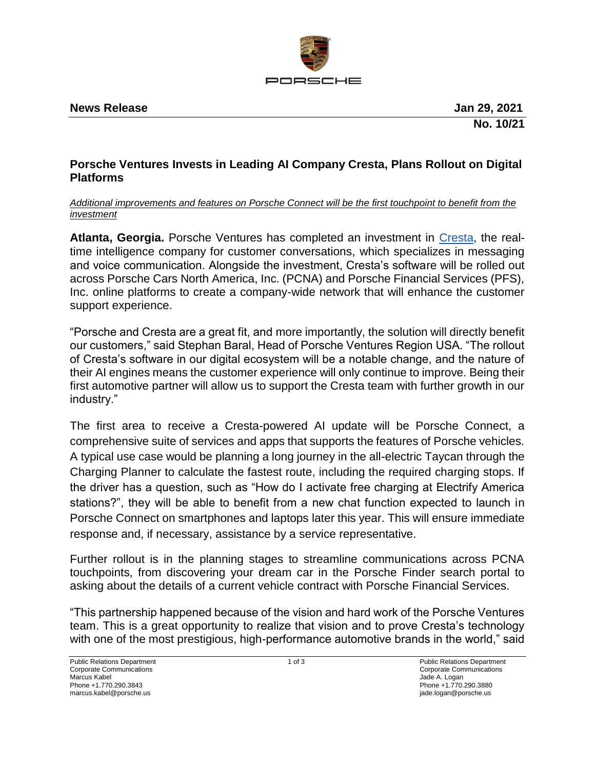**News Release** **Jan 29, 2021**

**No. 10/21**

## Porsche Ventures Invests in Leading AI Company Cresta, Plans Rollout on Digital Platforms

*Additional improvements and features on Porsche Connect will be the first touchpoint to benefit from the investment*

**Atlanta, Georgia.** Porsche Ventures has completed an investment in [Cresta](), the real-time intelligence company for customer conversations, which specializes in messaging and voice communication. Alongside the investment, Cresta's software will be rolled out across Porsche Cars North America, Inc. (PCNA) and Porsche Financial Services (PFS), Inc. online platforms to create a company-wide network that will enhance the customer support experience.

"Porsche and Cresta are a great fit, and more importantly, the solution will directly benefit our customers," said Stephan Baral, Head of Porsche Ventures Region USA. "The rollout of Cresta's software in our digital ecosystem will be a notable change, and the nature of their AI engines means the customer experience will only continue to improve. Being their first automotive partner will allow us to support the Cresta team with further growth in our industry."

The first area to receive a Cresta-powered AI update will be Porsche Connect, a comprehensive suite of services and apps that supports the features of Porsche vehicles. A typical use case would be planning a long journey in the all-electric Taycan through the Charging Planner to calculate the fastest route, including the required charging stops. If the driver has a question, such as "How do I activate free charging at Electrify America stations?", they will be able to benefit from a new chat function expected to launch in Porsche Connect on smartphones and laptops later this year. This will ensure immediate response and, if necessary, assistance by a service representative.

Further rollout is in the planning stages to streamline communications across PCNA touchpoints, from discovering your dream car in the Porsche Finder search portal to asking about the details of a current vehicle contract with Porsche Financial Services.

"This partnership happened because of the vision and hard work of the Porsche Ventures team. This is a great opportunity to realize that vision and to prove Cresta's technology with one of the most prestigious, high-performance automotive brands in the world," said

Public Relations Department
Corporate Communications
Marcus Kabel
Phone +1.770.290.3843
marcus.kabel@porsche.us

Public Relations Department
Corporate Communications
Jade A. Logan
Phone +1.770.290.3880
jade.logan@porsche.us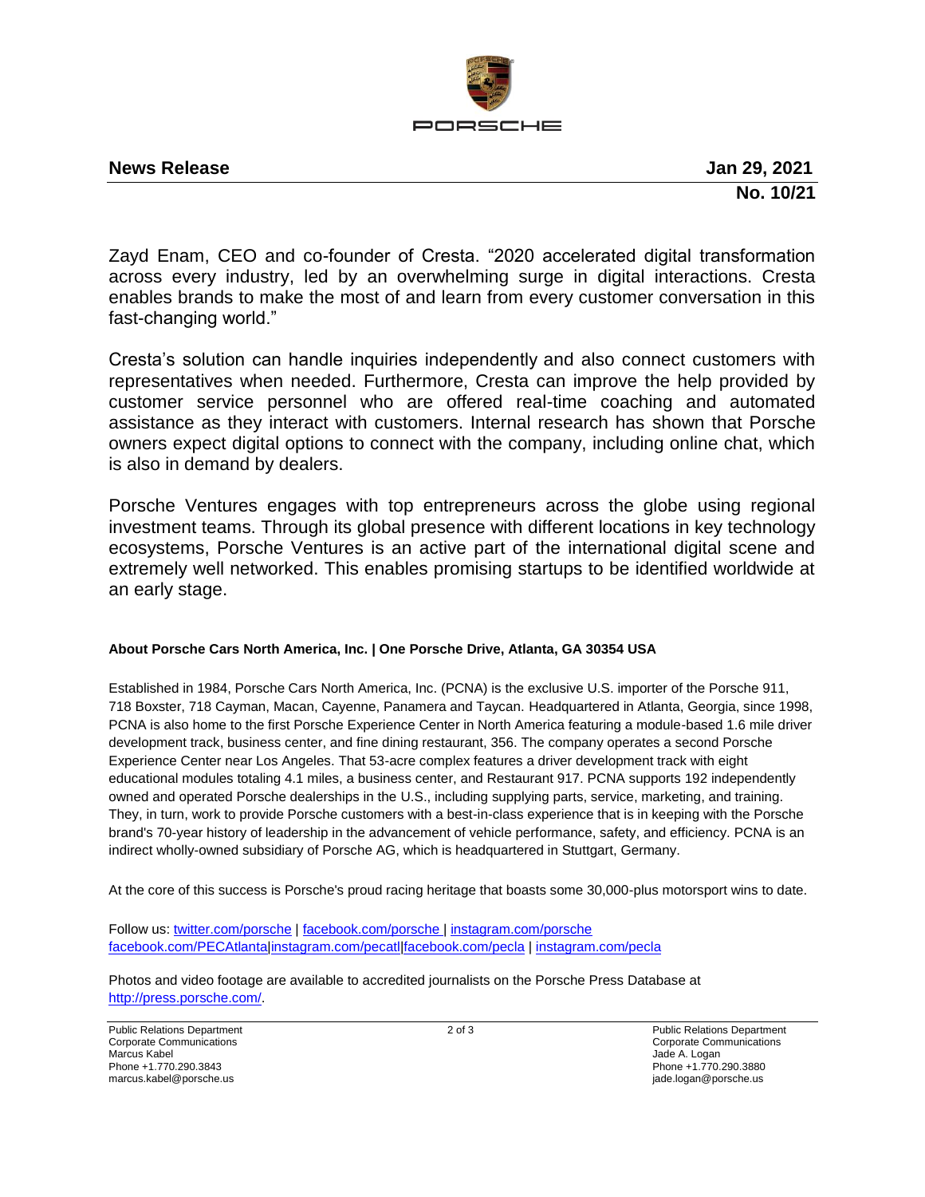**News Release** **Jan 29, 2021**

**No. 10/21**

Zayd Enam, CEO and co-founder of Cresta. “2020 accelerated digital transformation across every industry, led by an overwhelming surge in digital interactions. Cresta enables brands to make the most of and learn from every customer conversation in this fast-changing world.”

Cresta’s solution can handle inquiries independently and also connect customers with representatives when needed. Furthermore, Cresta can improve the help provided by customer service personnel who are offered real-time coaching and automated assistance as they interact with customers. Internal research has shown that Porsche owners expect digital options to connect with the company, including online chat, which is also in demand by dealers.

Porsche Ventures engages with top entrepreneurs across the globe using regional investment teams. Through its global presence with different locations in key technology ecosystems, Porsche Ventures is an active part of the international digital scene and extremely well networked. This enables promising startups to be identified worldwide at an early stage.

**About Porsche Cars North America, Inc. | One Porsche Drive, Atlanta, GA 30354 USA**

Established in 1984, Porsche Cars North America, Inc. (PCNA) is the exclusive U.S. importer of the Porsche 911, 718 Boxster, 718 Cayman, Macan, Cayenne, Panamera and Taycan. Headquartered in Atlanta, Georgia, since 1998, PCNA is also home to the first Porsche Experience Center in North America featuring a module-based 1.6 mile driver development track, business center, and fine dining restaurant, 356. The company operates a second Porsche Experience Center near Los Angeles. That 53-acre complex features a driver development track with eight educational modules totaling 4.1 miles, a business center, and Restaurant 917. PCNA supports 192 independently owned and operated Porsche dealerships in the U.S., including supplying parts, service, marketing, and training. They, in turn, work to provide Porsche customers with a best-in-class experience that is in keeping with the Porsche brand's 70-year history of leadership in the advancement of vehicle performance, safety, and efficiency. PCNA is an indirect wholly-owned subsidiary of Porsche AG, which is headquartered in Stuttgart, Germany.

At the core of this success is Porsche's proud racing heritage that boasts some 30,000-plus motorsport wins to date.

Follow us: twitter.com/porsche | facebook.com/porsche | instagram.com/porsche
facebook.com/PECAtlanta|instagram.com/pecatl|facebook.com/pecla | instagram.com/pecla

Photos and video footage are available to accredited journalists on the Porsche Press Database at http://press.porsche.com/.

Public Relations Department
Corporate Communications
Marcus Kabel
Phone +1.770.290.3843
marcus.kabel@porsche.us

Public Relations Department
Corporate Communications
Jade A. Logan
Phone +1.770.290.3880
jade.logan@porsche.us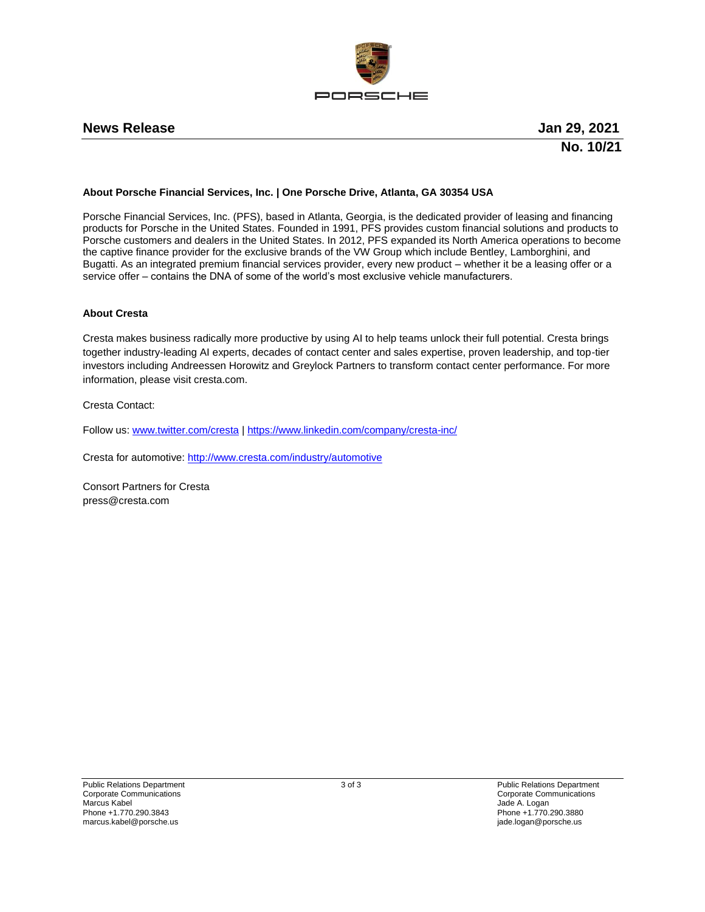**News Release** **Jan 29, 2021**

**No. 10/21**

### About Porsche Financial Services, Inc. | One Porsche Drive, Atlanta, GA 30354 USA

Porsche Financial Services, Inc. (PFS), based in Atlanta, Georgia, is the dedicated provider of leasing and financing products for Porsche in the United States. Founded in 1991, PFS provides custom financial solutions and products to Porsche customers and dealers in the United States. In 2012, PFS expanded its North America operations to become the captive finance provider for the exclusive brands of the VW Group which include Bentley, Lamborghini, and Bugatti. As an integrated premium financial services provider, every new product – whether it be a leasing offer or a service offer – contains the DNA of some of the world's most exclusive vehicle manufacturers.

### About Cresta

Cresta makes business radically more productive by using AI to help teams unlock their full potential. Cresta brings together industry-leading AI experts, decades of contact center and sales expertise, proven leadership, and top-tier investors including Andreessen Horowitz and Greylock Partners to transform contact center performance. For more information, please visit cresta.com.

Cresta Contact:

Follow us: www.twitter.com/cresta | https://www.linkedin.com/company/cresta-inc/

Cresta for automotive: http://www.cresta.com/industry/automotive

Consort Partners for Cresta
press@cresta.com

Public Relations Department
Corporate Communications
Marcus Kabel
Phone +1.770.290.3843
marcus.kabel@porsche.us

Public Relations Department
Corporate Communications
Jade A. Logan
Phone +1.770.290.3880
jade.logan@porsche.us